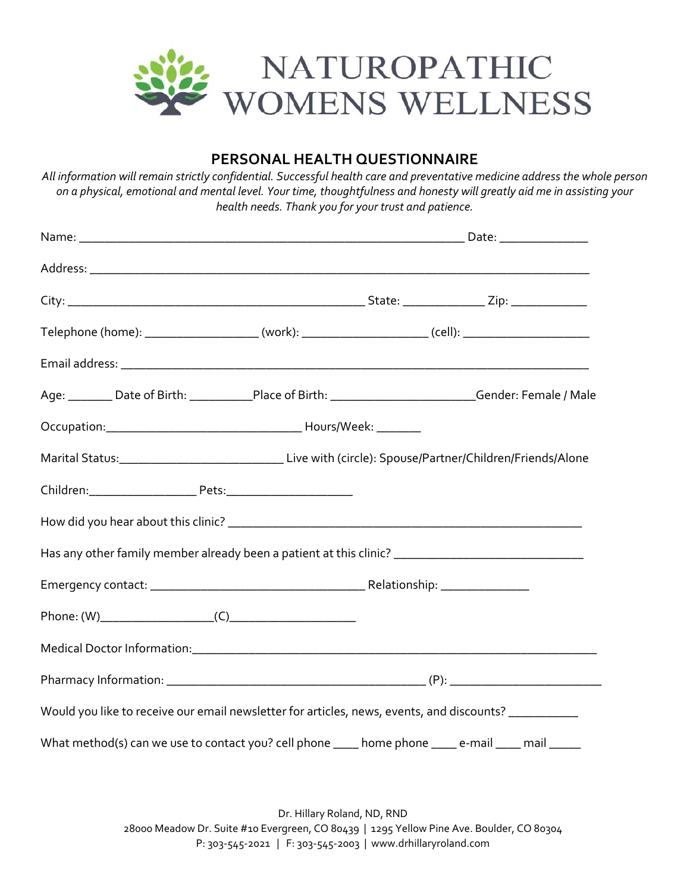# NATUROPATHIC WOMENS WELLNESS

## PERSONAL HEALTH QUESTIONNAIRE

*All information will remain strictly confidential. Successful health care and preventative medicine address the whole person on a physical, emotional and mental level. Your time, thoughtfulness and honesty will greatly aid me in assisting your health needs. Thank you for your trust and patience.*

Name: ____________________________________________________________ Date: ______________

Address: ______________________________________________________________________________

City: _______________________________________________ State: _____________ Zip: ____________

Telephone (home): _________________ (work): ___________________ (cell): ___________________

Email address: _________________________________________________________________________

Age: _______ Date of Birth: __________Place of Birth: ______________________Gender: Female / Male

Occupation:______________________________ Hours/Week: _______

Marital Status:_________________________ Live with (circle): Spouse/Partner/Children/Friends/Alone

Children:________________ Pets:___________________

How did you hear about this clinic? ______________________________________________________

Has any other family member already been a patient at this clinic? _____________________________

Emergency contact: _________________________________ Relationship: ______________

Phone: (W)_________________(C)___________________

Medical Doctor Information:______________________________________________________________

Pharmacy Information: ________________________________________ (P): _______________________

Would you like to receive our email newsletter for articles, news, events, and discounts? ___________

What method(s) can we use to contact you? cell phone ____ home phone ____ e-mail ____ mail _____

Dr. Hillary Roland, ND, RND
28000 Meadow Dr. Suite #10 Evergreen, CO 80439 | 1295 Yellow Pine Ave. Boulder, CO 80304
P: 303-545-2021 | F: 303-545-2003 | www.drhillaryroland.com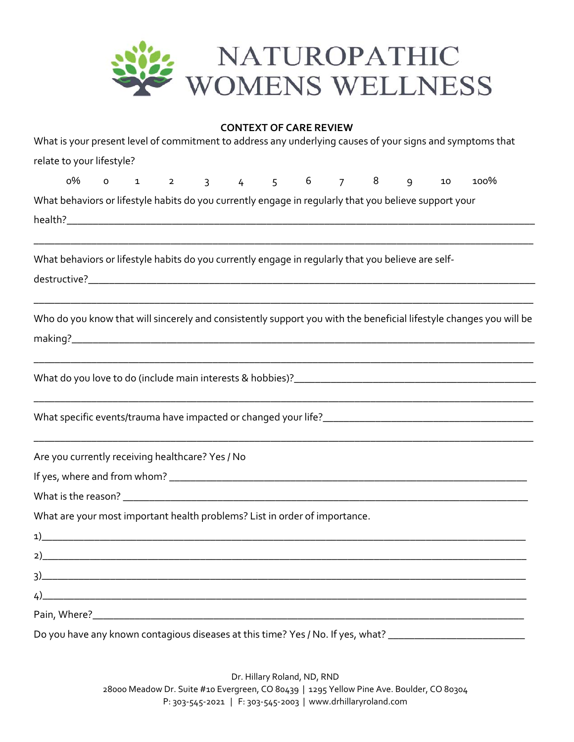# NATUROPATHIC WOMENS WELLNESS

**CONTEXT OF CARE REVIEW**

What is your present level of commitment to address any underlying causes of your signs and symptoms that relate to your lifestyle?

0%  0  1  2  3  4  5  6  7  8  9  10  100%

What behaviors or lifestyle habits do you currently engage in regularly that you believe support your health?\_\_\_\_\_\_\_\_\_\_\_\_\_\_\_\_\_\_\_\_\_\_\_\_\_\_\_\_\_\_\_\_\_\_\_\_\_\_\_\_\_\_\_\_\_\_\_\_\_\_\_\_\_\_\_\_\_\_\_\_\_\_\_\_\_\_\_\_\_\_\_\_\_\_\_\_\_\_\_\_

\_\_\_\_\_\_\_\_\_\_\_\_\_\_\_\_\_\_\_\_\_\_\_\_\_\_\_\_\_\_\_\_\_\_\_\_\_\_\_\_\_\_\_\_\_\_\_\_\_\_\_\_\_\_\_\_\_\_\_\_\_\_\_\_\_\_\_\_\_\_\_\_\_\_\_\_\_\_\_\_\_\_\_\_\_\_

What behaviors or lifestyle habits do you currently engage in regularly that you believe are self-destructive?\_\_\_\_\_\_\_\_\_\_\_\_\_\_\_\_\_\_\_\_\_\_\_\_\_\_\_\_\_\_\_\_\_\_\_\_\_\_\_\_\_\_\_\_\_\_\_\_\_\_\_\_\_\_\_\_\_\_\_\_\_\_\_\_\_\_\_\_\_\_\_\_\_\_\_\_\_\_

\_\_\_\_\_\_\_\_\_\_\_\_\_\_\_\_\_\_\_\_\_\_\_\_\_\_\_\_\_\_\_\_\_\_\_\_\_\_\_\_\_\_\_\_\_\_\_\_\_\_\_\_\_\_\_\_\_\_\_\_\_\_\_\_\_\_\_\_\_\_\_\_\_\_\_\_\_\_\_\_\_\_\_\_\_\_

Who do you know that will sincerely and consistently support you with the beneficial lifestyle changes you will be making?\_\_\_\_\_\_\_\_\_\_\_\_\_\_\_\_\_\_\_\_\_\_\_\_\_\_\_\_\_\_\_\_\_\_\_\_\_\_\_\_\_\_\_\_\_\_\_\_\_\_\_\_\_\_\_\_\_\_\_\_\_\_\_\_\_\_\_\_\_\_\_\_\_\_\_\_\_\_

\_\_\_\_\_\_\_\_\_\_\_\_\_\_\_\_\_\_\_\_\_\_\_\_\_\_\_\_\_\_\_\_\_\_\_\_\_\_\_\_\_\_\_\_\_\_\_\_\_\_\_\_\_\_\_\_\_\_\_\_\_\_\_\_\_\_\_\_\_\_\_\_\_\_\_\_\_\_\_\_\_\_\_\_\_\_

What do you love to do (include main interests & hobbies)?\_\_\_\_\_\_\_\_\_\_\_\_\_\_\_\_\_\_\_\_\_\_\_\_\_\_\_\_\_\_\_\_\_\_\_\_\_\_\_\_\_\_\_\_

\_\_\_\_\_\_\_\_\_\_\_\_\_\_\_\_\_\_\_\_\_\_\_\_\_\_\_\_\_\_\_\_\_\_\_\_\_\_\_\_\_\_\_\_\_\_\_\_\_\_\_\_\_\_\_\_\_\_\_\_\_\_\_\_\_\_\_\_\_\_\_\_\_\_\_\_\_\_\_\_\_\_\_\_\_\_

What specific events/trauma have impacted or changed your life?\_\_\_\_\_\_\_\_\_\_\_\_\_\_\_\_\_\_\_\_\_\_\_\_\_\_\_\_\_\_\_\_\_\_\_\_\_\_

\_\_\_\_\_\_\_\_\_\_\_\_\_\_\_\_\_\_\_\_\_\_\_\_\_\_\_\_\_\_\_\_\_\_\_\_\_\_\_\_\_\_\_\_\_\_\_\_\_\_\_\_\_\_\_\_\_\_\_\_\_\_\_\_\_\_\_\_\_\_\_\_\_\_\_\_\_\_\_\_\_\_\_\_\_\_

Are you currently receiving healthcare? Yes / No

If yes, where and from whom? \_\_\_\_\_\_\_\_\_\_\_\_\_\_\_\_\_\_\_\_\_\_\_\_\_\_\_\_\_\_\_\_\_\_\_\_\_\_\_\_\_\_\_\_\_\_\_\_\_\_\_\_\_\_\_\_\_\_\_\_\_\_\_\_\_

What is the reason? \_\_\_\_\_\_\_\_\_\_\_\_\_\_\_\_\_\_\_\_\_\_\_\_\_\_\_\_\_\_\_\_\_\_\_\_\_\_\_\_\_\_\_\_\_\_\_\_\_\_\_\_\_\_\_\_\_\_\_\_\_\_\_\_\_\_\_\_\_\_\_\_

What are your most important health problems? List in order of importance.

1)\_\_\_\_\_\_\_\_\_\_\_\_\_\_\_\_\_\_\_\_\_\_\_\_\_\_\_\_\_\_\_\_\_\_\_\_\_\_\_\_\_\_\_\_\_\_\_\_\_\_\_\_\_\_\_\_\_\_\_\_\_\_\_\_\_\_\_\_\_\_\_\_\_\_\_\_\_\_\_\_\_\_\_\_

2)\_\_\_\_\_\_\_\_\_\_\_\_\_\_\_\_\_\_\_\_\_\_\_\_\_\_\_\_\_\_\_\_\_\_\_\_\_\_\_\_\_\_\_\_\_\_\_\_\_\_\_\_\_\_\_\_\_\_\_\_\_\_\_\_\_\_\_\_\_\_\_\_\_\_\_\_\_\_\_\_\_\_\_\_

3)\_\_\_\_\_\_\_\_\_\_\_\_\_\_\_\_\_\_\_\_\_\_\_\_\_\_\_\_\_\_\_\_\_\_\_\_\_\_\_\_\_\_\_\_\_\_\_\_\_\_\_\_\_\_\_\_\_\_\_\_\_\_\_\_\_\_\_\_\_\_\_\_\_\_\_\_\_\_\_\_\_\_\_\_

4)\_\_\_\_\_\_\_\_\_\_\_\_\_\_\_\_\_\_\_\_\_\_\_\_\_\_\_\_\_\_\_\_\_\_\_\_\_\_\_\_\_\_\_\_\_\_\_\_\_\_\_\_\_\_\_\_\_\_\_\_\_\_\_\_\_\_\_\_\_\_\_\_\_\_\_\_\_\_\_\_\_\_\_\_

Pain, Where?\_\_\_\_\_\_\_\_\_\_\_\_\_\_\_\_\_\_\_\_\_\_\_\_\_\_\_\_\_\_\_\_\_\_\_\_\_\_\_\_\_\_\_\_\_\_\_\_\_\_\_\_\_\_\_\_\_\_\_\_\_\_\_\_\_\_\_\_\_\_\_\_\_\_\_\_\_

Do you have any known contagious diseases at this time? Yes / No. If yes, what? \_\_\_\_\_\_\_\_\_\_\_\_\_\_\_\_\_\_\_\_\_\_\_\_\_\_

Dr. Hillary Roland, ND, RND
28000 Meadow Dr. Suite #10 Evergreen, CO 80439 | 1295 Yellow Pine Ave. Boulder, CO 80304
P: 303-545-2021 | F: 303-545-2003 | www.drhillaryroland.com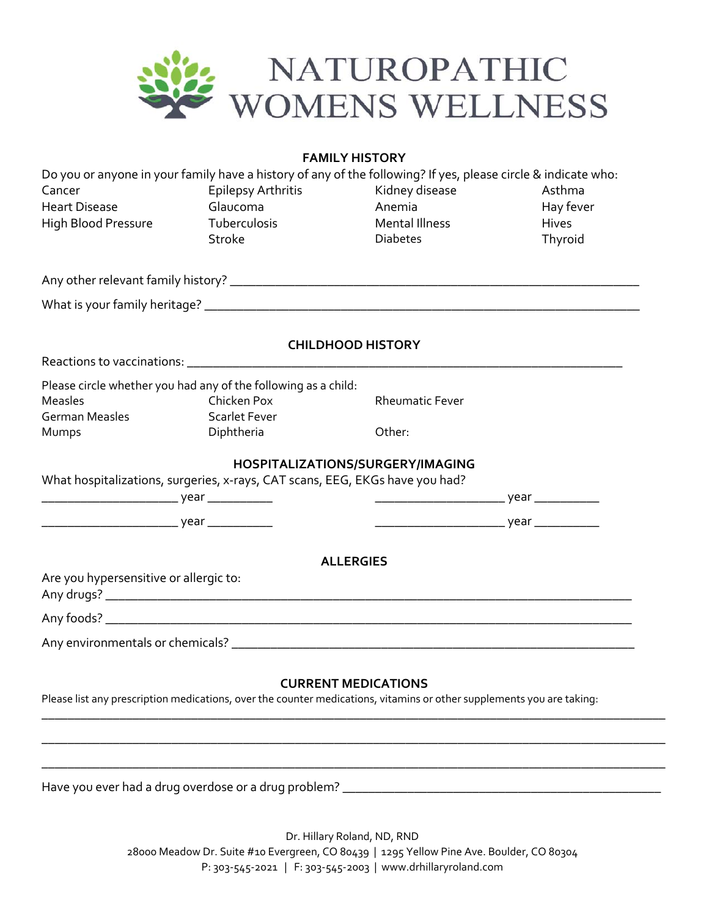# NATUROPATHIC WOMENS WELLNESS

## FAMILY HISTORY

Do you or anyone in your family have a history of any of the following? If yes, please circle & indicate who:

| | | | |
|---|---|---|---|
| Cancer | Epilepsy Arthritis | Kidney disease | Asthma |
| Heart Disease | Glaucoma | Anemia | Hay fever |
| High Blood Pressure | Tuberculosis | Mental Illness | Hives |
| | Stroke | Diabetes | Thyroid |

Any other relevant family history? ______________________________________________

What is your family heritage? ______________________________________________

## CHILDHOOD HISTORY

Reactions to vaccinations: ______________________________________________

Please circle whether you had any of the following as a child:

| | | |
|---|---|---|
| Measles | Chicken Pox | Rheumatic Fever |
| German Measles | Scarlet Fever | |
| Mumps | Diphtheria | Other: |

## HOSPITALIZATIONS/SURGERY/IMAGING

What hospitalizations, surgeries, x-rays, CAT scans, EEG, EKGs have you had?

____________________ year __________ ____________________ year __________

____________________ year __________ ____________________ year __________

## ALLERGIES

Are you hypersensitive or allergic to:

Any drugs? ______________________________________________

Any foods? ______________________________________________

Any environmentals or chemicals? ______________________________________________

## CURRENT MEDICATIONS

Please list any prescription medications, over the counter medications, vitamins or other supplements you are taking:

______________________________________________

______________________________________________

______________________________________________

Have you ever had a drug overdose or a drug problem? ______________________________________________

Dr. Hillary Roland, ND, RND
28000 Meadow Dr. Suite #10 Evergreen, CO 80439 | 1295 Yellow Pine Ave. Boulder, CO 80304
P: 303-545-2021 | F: 303-545-2003 | www.drhillaryroland.com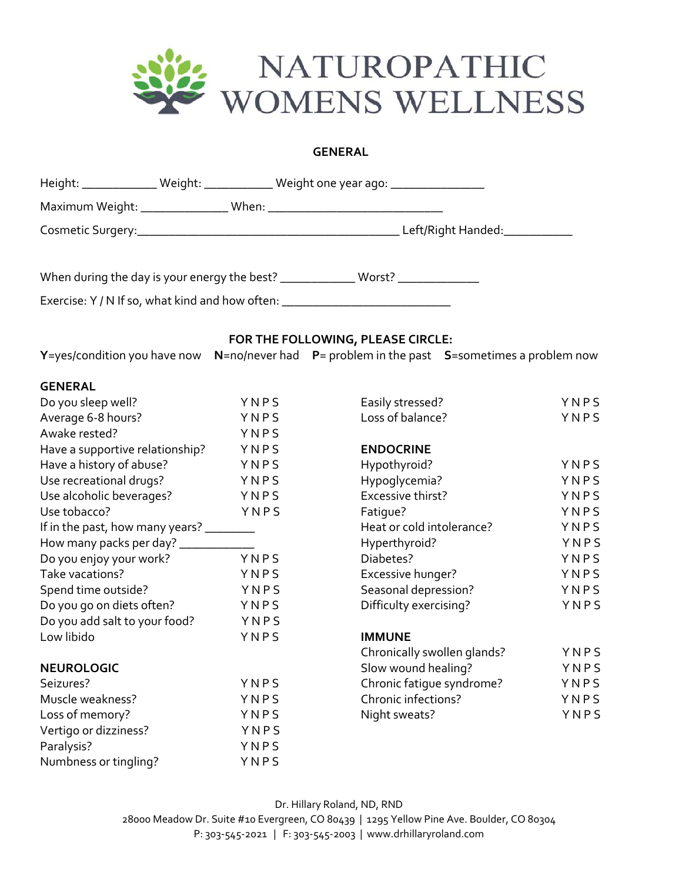# NATUROPATHIC WOMENS WELLNESS

## GENERAL

Height: ____________ Weight: ___________ Weight one year ago: _______________

Maximum Weight: ______________ When: ____________________________

Cosmetic Surgery:__________________________________________ Left/Right Handed:___________

When during the day is your energy the best? ____________ Worst? _____________

Exercise: Y / N If so, what kind and how often: ___________________________

**FOR THE FOLLOWING, PLEASE CIRCLE:**

**Y**=yes/condition you have now **N**=no/never had **P**= problem in the past **S**=sometimes a problem now

### GENERAL

| | |
|---|---|
| Do you sleep well? | Y N P S |
| Average 6-8 hours? | Y N P S |
| Awake rested? | Y N P S |
| Have a supportive relationship? | Y N P S |
| Have a history of abuse? | Y N P S |
| Use recreational drugs? | Y N P S |
| Use alcoholic beverages? | Y N P S |
| Use tobacco? | Y N P S |
| If in the past, how many years? ________ | |
| How many packs per day? ____________ | |
| Do you enjoy your work? | Y N P S |
| Take vacations? | Y N P S |
| Spend time outside? | Y N P S |
| Do you go on diets often? | Y N P S |
| Do you add salt to your food? | Y N P S |
| Low libido | Y N P S |
| Easily stressed? | Y N P S |
| Loss of balance? | Y N P S |

### NEUROLOGIC

| | |
|---|---|
| Seizures? | Y N P S |
| Muscle weakness? | Y N P S |
| Loss of memory? | Y N P S |
| Vertigo or dizziness? | Y N P S |
| Paralysis? | Y N P S |
| Numbness or tingling? | Y N P S |

### ENDOCRINE

| | |
|---|---|
| Hypothyroid? | Y N P S |
| Hypoglycemia? | Y N P S |
| Excessive thirst? | Y N P S |
| Fatigue? | Y N P S |
| Heat or cold intolerance? | Y N P S |
| Hyperthyroid? | Y N P S |
| Diabetes? | Y N P S |
| Excessive hunger? | Y N P S |
| Seasonal depression? | Y N P S |
| Difficulty exercising? | Y N P S |

### IMMUNE

| | |
|---|---|
| Chronically swollen glands? | Y N P S |
| Slow wound healing? | Y N P S |
| Chronic fatigue syndrome? | Y N P S |
| Chronic infections? | Y N P S |
| Night sweats? | Y N P S |

Dr. Hillary Roland, ND, RND
28000 Meadow Dr. Suite #10 Evergreen, CO 80439 | 1295 Yellow Pine Ave. Boulder, CO 80304
P: 303-545-2021 | F: 303-545-2003 | www.drhillaryroland.com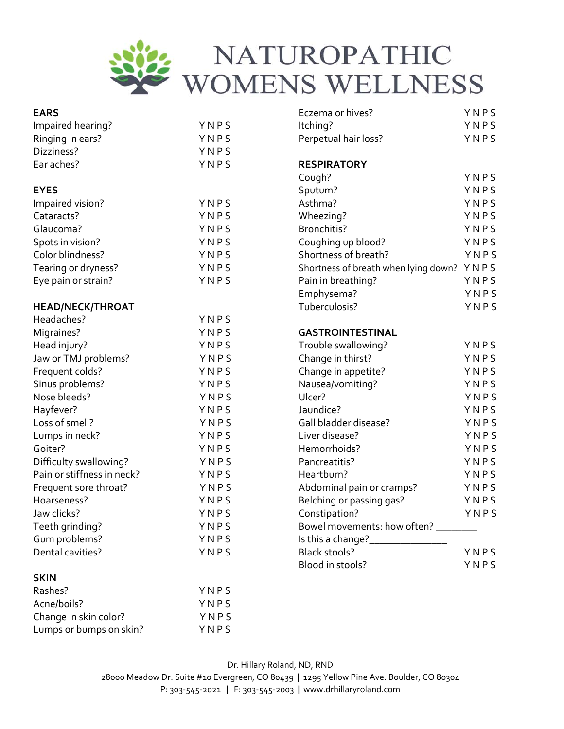# NATUROPATHIC WOMENS WELLNESS

## EARS

| | |
|---|---|
| Impaired hearing? | Y N P S |
| Ringing in ears? | Y N P S |
| Dizziness? | Y N P S |
| Ear aches? | Y N P S |

## EYES

| | |
|---|---|
| Impaired vision? | Y N P S |
| Cataracts? | Y N P S |
| Glaucoma? | Y N P S |
| Spots in vision? | Y N P S |
| Color blindness? | Y N P S |
| Tearing or dryness? | Y N P S |
| Eye pain or strain? | Y N P S |

## HEAD/NECK/THROAT

| | |
|---|---|
| Headaches? | Y N P S |
| Migraines? | Y N P S |
| Head injury? | Y N P S |
| Jaw or TMJ problems? | Y N P S |
| Frequent colds? | Y N P S |
| Sinus problems? | Y N P S |
| Nose bleeds? | Y N P S |
| Hayfever? | Y N P S |
| Loss of smell? | Y N P S |
| Lumps in neck? | Y N P S |
| Goiter? | Y N P S |
| Difficulty swallowing? | Y N P S |
| Pain or stiffness in neck? | Y N P S |
| Frequent sore throat? | Y N P S |
| Hoarseness? | Y N P S |
| Jaw clicks? | Y N P S |
| Teeth grinding? | Y N P S |
| Gum problems? | Y N P S |
| Dental cavities? | Y N P S |

## SKIN

| | |
|---|---|
| Rashes? | Y N P S |
| Acne/boils? | Y N P S |
| Change in skin color? | Y N P S |
| Lumps or bumps on skin? | Y N P S |
| Eczema or hives? | Y N P S |
| Itching? | Y N P S |
| Perpetual hair loss? | Y N P S |

## RESPIRATORY

| | |
|---|---|
| Cough? | Y N P S |
| Sputum? | Y N P S |
| Asthma? | Y N P S |
| Wheezing? | Y N P S |
| Bronchitis? | Y N P S |
| Coughing up blood? | Y N P S |
| Shortness of breath? | Y N P S |
| Shortness of breath when lying down? | Y N P S |
| Pain in breathing? | Y N P S |
| Emphysema? | Y N P S |
| Tuberculosis? | Y N P S |

## GASTROINTESTINAL

| | |
|---|---|
| Trouble swallowing? | Y N P S |
| Change in thirst? | Y N P S |
| Change in appetite? | Y N P S |
| Nausea/vomiting? | Y N P S |
| Ulcer? | Y N P S |
| Jaundice? | Y N P S |
| Gall bladder disease? | Y N P S |
| Liver disease? | Y N P S |
| Hemorrhoids? | Y N P S |
| Pancreatitis? | Y N P S |
| Heartburn? | Y N P S |
| Abdominal pain or cramps? | Y N P S |
| Belching or passing gas? | Y N P S |
| Constipation? | Y N P S |

Bowel movements: how often? ________

Is this a change?_______________

| | |
|---|---|
| Black stools? | Y N P S |
| Blood in stools? | Y N P S |

Dr. Hillary Roland, ND, RND
28000 Meadow Dr. Suite #10 Evergreen, CO 80439 | 1295 Yellow Pine Ave. Boulder, CO 80304
P: 303-545-2021 | F: 303-545-2003 | www.drhillaryroland.com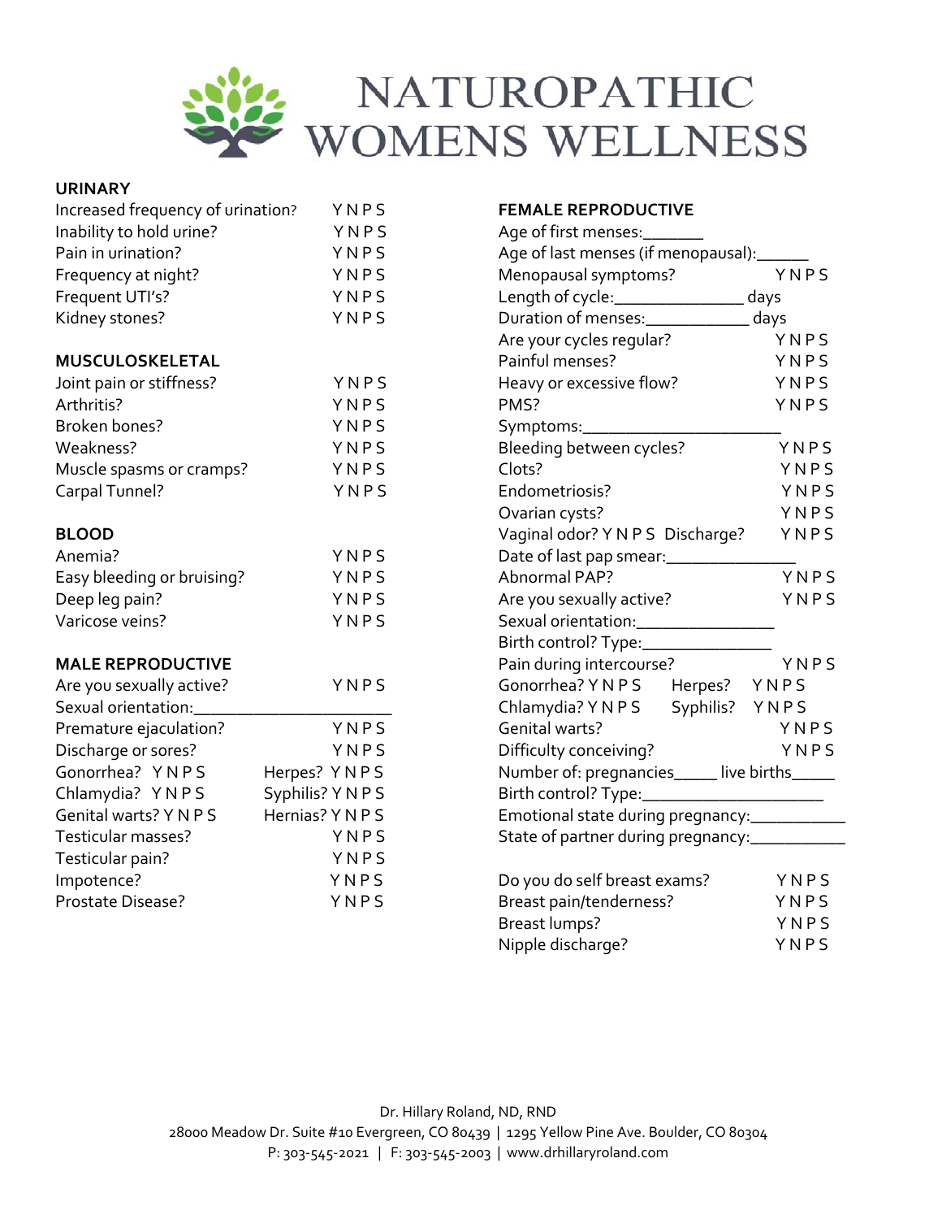# NATUROPATHIC WOMENS WELLNESS

**URINARY**

| | |
|---|---|
| Increased frequency of urination? | Y N P S |
| Inability to hold urine? | Y N P S |
| Pain in urination? | Y N P S |
| Frequency at night? | Y N P S |
| Frequent UTI's? | Y N P S |
| Kidney stones? | Y N P S |

**MUSCULOSKELETAL**

| | |
|---|---|
| Joint pain or stiffness? | Y N P S |
| Arthritis? | Y N P S |
| Broken bones? | Y N P S |
| Weakness? | Y N P S |
| Muscle spasms or cramps? | Y N P S |
| Carpal Tunnel? | Y N P S |

**BLOOD**

| | |
|---|---|
| Anemia? | Y N P S |
| Easy bleeding or bruising? | Y N P S |
| Deep leg pain? | Y N P S |
| Varicose veins? | Y N P S |

**MALE REPRODUCTIVE**

Are you sexually active? Y N P S

Sexual orientation:______________________

Premature ejaculation? Y N P S

Discharge or sores? Y N P S

Gonorrhea? Y N P S Herpes? Y N P S

Chlamydia? Y N P S Syphilis? Y N P S

Genital warts? Y N P S Hernias? Y N P S

Testicular masses? Y N P S

Testicular pain? Y N P S

Impotence? Y N P S

Prostate Disease? Y N P S

**FEMALE REPRODUCTIVE**

Age of first menses:_______

Age of last menses (if menopausal):______

Menopausal symptoms? Y N P S

Length of cycle:_______________ days

Duration of menses:_____________ days

Are your cycles regular? Y N P S

Painful menses? Y N P S

Heavy or excessive flow? Y N P S

PMS? Y N P S

Symptoms:_______________________

Bleeding between cycles? Y N P S

Clots? Y N P S

Endometriosis? Y N P S

Ovarian cysts? Y N P S

Vaginal odor? Y N P S Discharge? Y N P S

Date of last pap smear:_______________

Abnormal PAP? Y N P S

Are you sexually active? Y N P S

Sexual orientation:________________

Birth control? Type:_______________

Pain during intercourse? Y N P S

Gonorrhea? Y N P S Herpes? Y N P S

Chlamydia? Y N P S Syphilis? Y N P S

Genital warts? Y N P S

Difficulty conceiving? Y N P S

Number of: pregnancies_____ live births_____

Birth control? Type:_____________________

Emotional state during pregnancy:___________

State of partner during pregnancy:___________

Do you do self breast exams? Y N P S

Breast pain/tenderness? Y N P S

Breast lumps? Y N P S

Nipple discharge? Y N P S

Dr. Hillary Roland, ND, RND
28000 Meadow Dr. Suite #10 Evergreen, CO 80439 | 1295 Yellow Pine Ave. Boulder, CO 80304
P: 303-545-2021 | F: 303-545-2003 | www.drhillaryroland.com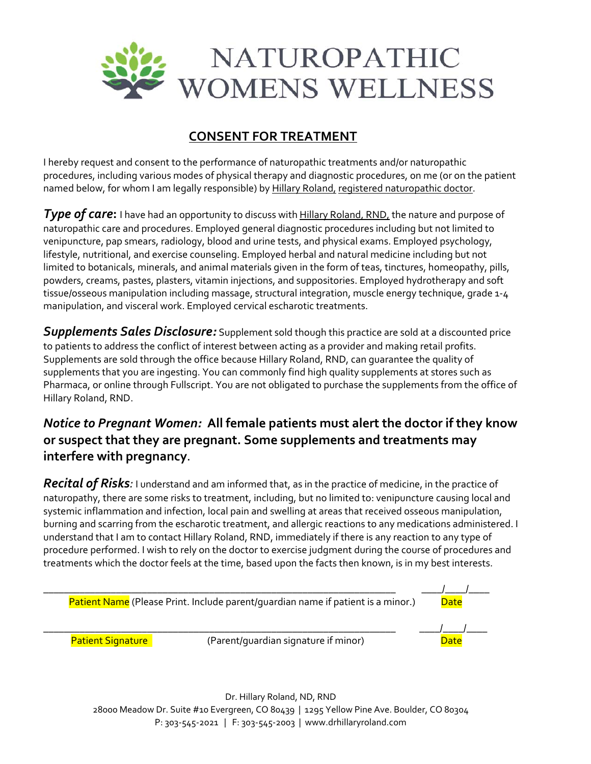# NATUROPATHIC WOMENS WELLNESS

## CONSENT FOR TREATMENT

I hereby request and consent to the performance of naturopathic treatments and/or naturopathic procedures, including various modes of physical therapy and diagnostic procedures, on me (or on the patient named below, for whom I am legally responsible) by Hillary Roland, registered naturopathic doctor.

***Type of care*:** I have had an opportunity to discuss with Hillary Roland, RND, the nature and purpose of naturopathic care and procedures. Employed general diagnostic procedures including but not limited to venipuncture, pap smears, radiology, blood and urine tests, and physical exams. Employed psychology, lifestyle, nutritional, and exercise counseling. Employed herbal and natural medicine including but not limited to botanicals, minerals, and animal materials given in the form of teas, tinctures, homeopathy, pills, powders, creams, pastes, plasters, vitamin injections, and suppositories. Employed hydrotherapy and soft tissue/osseous manipulation including massage, structural integration, muscle energy technique, grade 1-4 manipulation, and visceral work. Employed cervical escharotic treatments.

***Supplements Sales Disclosure:*** Supplement sold though this practice are sold at a discounted price to patients to address the conflict of interest between acting as a provider and making retail profits. Supplements are sold through the office because Hillary Roland, RND, can guarantee the quality of supplements that you are ingesting. You can commonly find high quality supplements at stores such as Pharmaca, or online through Fullscript. You are not obligated to purchase the supplements from the office of Hillary Roland, RND.

### *Notice to Pregnant Women:* **All female patients must alert the doctor if they know or suspect that they are pregnant. Some supplements and treatments may interfere with pregnancy**.

***Recital of Risks**:* I understand and am informed that, as in the practice of medicine, in the practice of naturopathy, there are some risks to treatment, including, but no limited to: venipuncture causing local and systemic inflammation and infection, local pain and swelling at areas that received osseous manipulation, burning and scarring from the escharotic treatment, and allergic reactions to any medications administered. I understand that I am to contact Hillary Roland, RND, immediately if there is any reaction to any type of procedure performed. I wish to rely on the doctor to exercise judgment during the course of procedures and treatments which the doctor feels at the time, based upon the facts then known, is in my best interests.

_______________________________________________________________ ____/____/____
Patient Name (Please Print. Include parent/guardian name if patient is a minor.) Date

_______________________________________________________________ ____/____/____
Patient Signature (Parent/guardian signature if minor) Date

Dr. Hillary Roland, ND, RND
28000 Meadow Dr. Suite #10 Evergreen, CO 80439 | 1295 Yellow Pine Ave. Boulder, CO 80304
P: 303-545-2021 | F: 303-545-2003 | www.drhillaryroland.com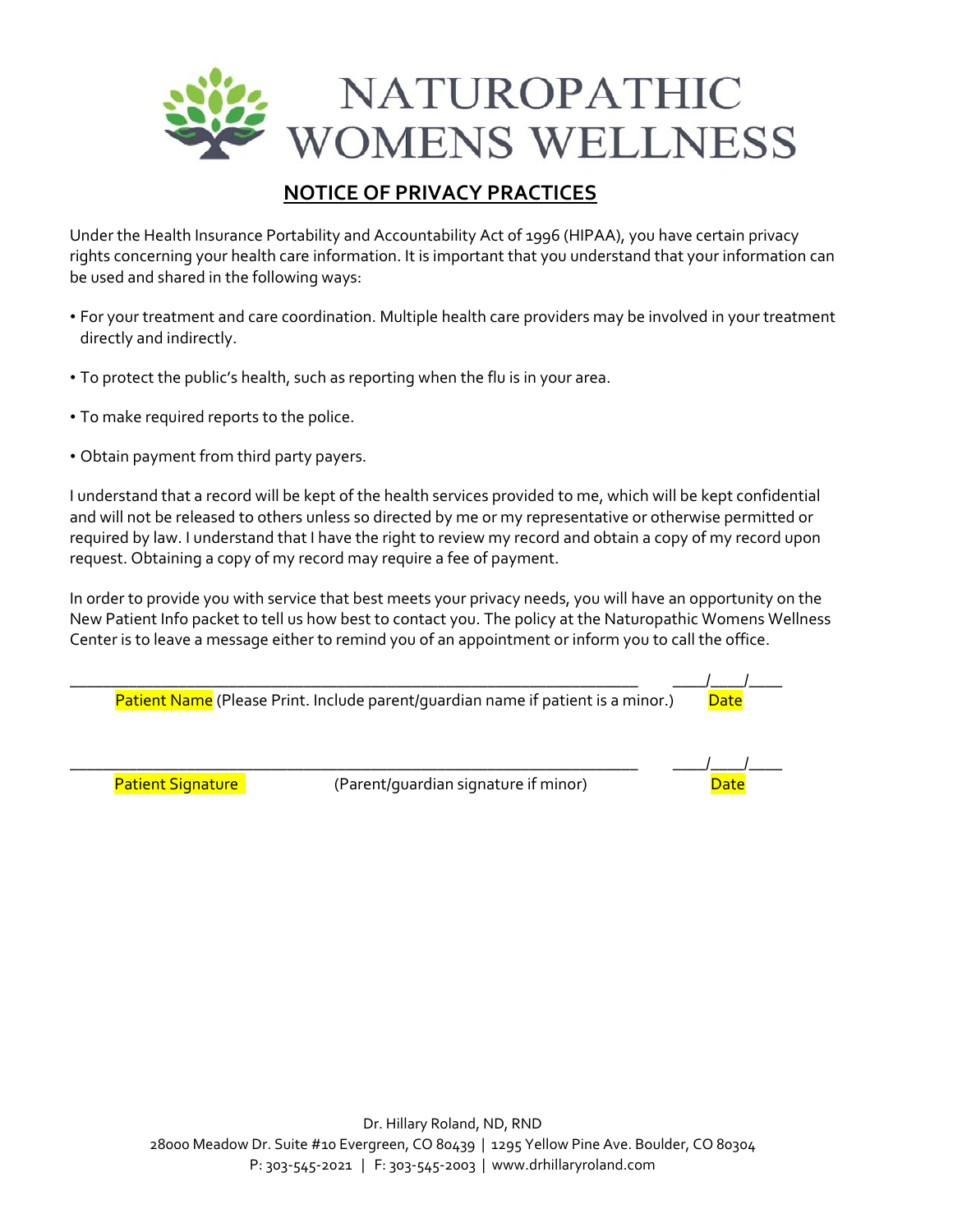# NATUROPATHIC WOMENS WELLNESS

## NOTICE OF PRIVACY PRACTICES

Under the Health Insurance Portability and Accountability Act of 1996 (HIPAA), you have certain privacy rights concerning your health care information. It is important that you understand that your information can be used and shared in the following ways:

- For your treatment and care coordination. Multiple health care providers may be involved in your treatment directly and indirectly.
- To protect the public's health, such as reporting when the flu is in your area.
- To make required reports to the police.
- Obtain payment from third party payers.

I understand that a record will be kept of the health services provided to me, which will be kept confidential and will not be released to others unless so directed by me or my representative or otherwise permitted or required by law. I understand that I have the right to review my record and obtain a copy of my record upon request. Obtaining a copy of my record may require a fee of payment.

In order to provide you with service that best meets your privacy needs, you will have an opportunity on the New Patient Info packet to tell us how best to contact you. The policy at the Naturopathic Womens Wellness Center is to leave a message either to remind you of an appointment or inform you to call the office.

_______________________________________________________________ ____/____/____
Patient Name (Please Print. Include parent/guardian name if patient is a minor.) Date

_______________________________________________________________ ____/____/____
Patient Signature (Parent/guardian signature if minor) Date

Dr. Hillary Roland, ND, RND
28000 Meadow Dr. Suite #10 Evergreen, CO 80439 | 1295 Yellow Pine Ave. Boulder, CO 80304
P: 303-545-2021 | F: 303-545-2003 | www.drhillaryroland.com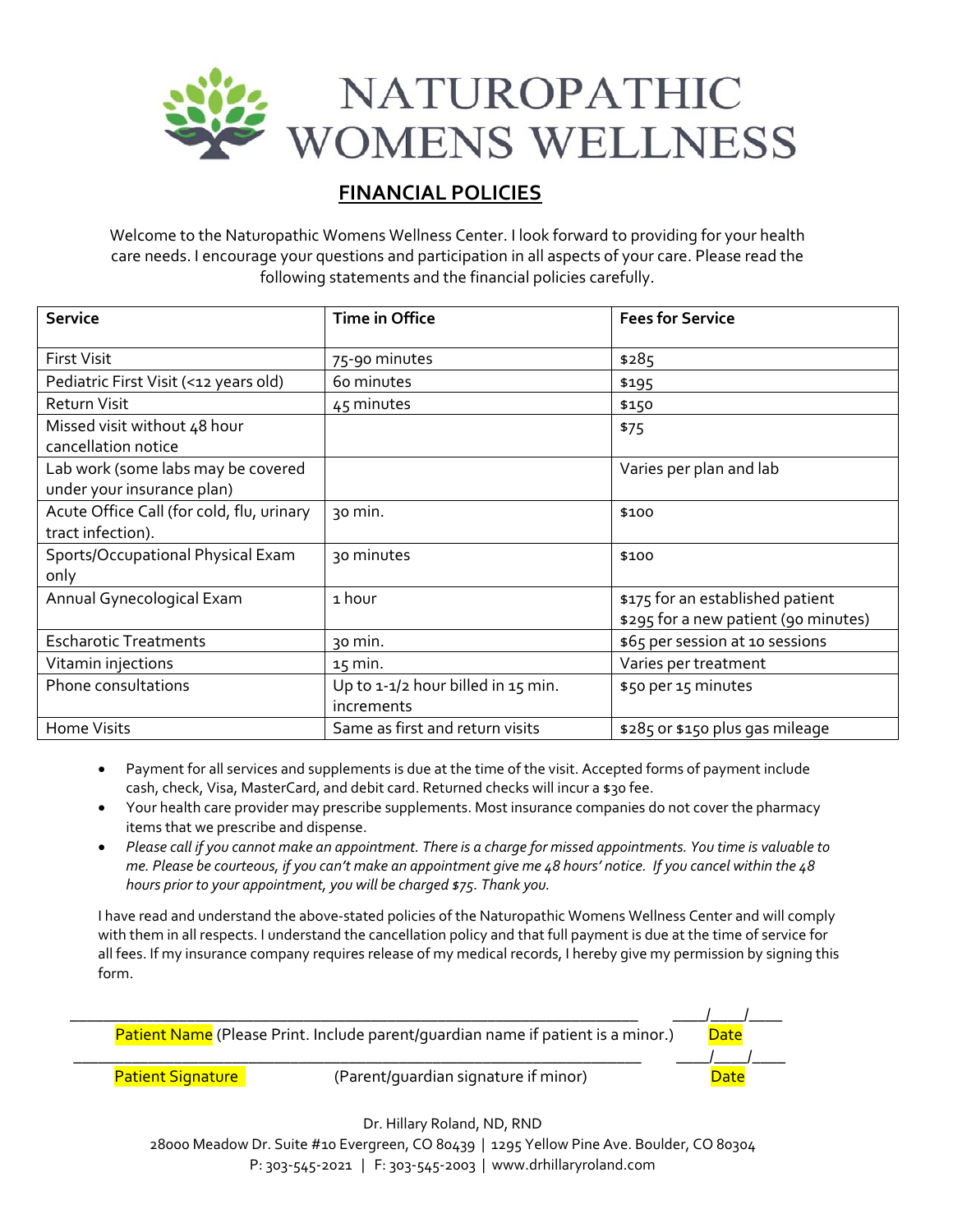# NATUROPATHIC WOMENS WELLNESS

## FINANCIAL POLICIES

Welcome to the Naturopathic Womens Wellness Center. I look forward to providing for your health care needs. I encourage your questions and participation in all aspects of your care. Please read the following statements and the financial policies carefully.

| Service | Time in Office | Fees for Service |
|---|---|---|
| First Visit | 75-90 minutes | $285 |
| Pediatric First Visit (<12 years old) | 60 minutes | $195 |
| Return Visit | 45 minutes | $150 |
| Missed visit without 48 hour cancellation notice | | $75 |
| Lab work (some labs may be covered under your insurance plan) | | Varies per plan and lab |
| Acute Office Call (for cold, flu, urinary tract infection). | 30 min. | $100 |
| Sports/Occupational Physical Exam only | 30 minutes | $100 |
| Annual Gynecological Exam | 1 hour | $175 for an established patient<br>$295 for a new patient (90 minutes) |
| Escharotic Treatments | 30 min. | $65 per session at 10 sessions |
| Vitamin injections | 15 min. | Varies per treatment |
| Phone consultations | Up to 1-1/2 hour billed in 15 min. increments | $50 per 15 minutes |
| Home Visits | Same as first and return visits | $285 or $150 plus gas mileage |

- Payment for all services and supplements is due at the time of the visit. Accepted forms of payment include cash, check, Visa, MasterCard, and debit card. Returned checks will incur a $30 fee.
- Your health care provider may prescribe supplements. Most insurance companies do not cover the pharmacy items that we prescribe and dispense.
- *Please call if you cannot make an appointment. There is a charge for missed appointments. You time is valuable to me. Please be courteous, if you can't make an appointment give me 48 hours' notice. If you cancel within the 48 hours prior to your appointment, you will be charged $75. Thank you.*

I have read and understand the above-stated policies of the Naturopathic Womens Wellness Center and will comply with them in all respects. I understand the cancellation policy and that full payment is due at the time of service for all fees. If my insurance company requires release of my medical records, I hereby give my permission by signing this form.

_______________________________________________ ____/____/____
Patient Name (Please Print. Include parent/guardian name if patient is a minor.) Date

_______________________________________________ ____/____/____
Patient Signature (Parent/guardian signature if minor) Date

Dr. Hillary Roland, ND, RND
28000 Meadow Dr. Suite #10 Evergreen, CO 80439 | 1295 Yellow Pine Ave. Boulder, CO 80304
P: 303-545-2021 | F: 303-545-2003 | www.drhillaryroland.com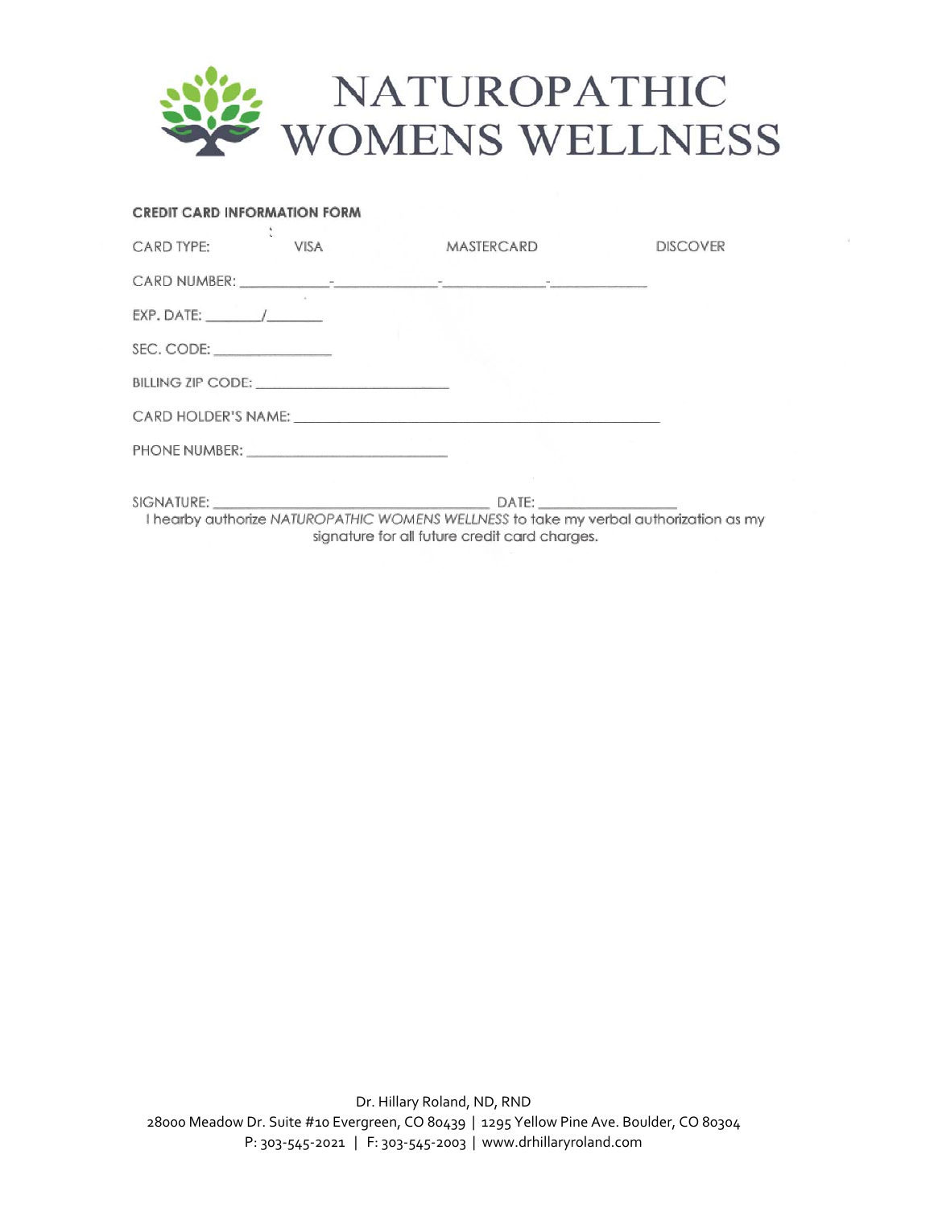# NATUROPATHIC WOMENS WELLNESS

**CREDIT CARD INFORMATION FORM**

CARD TYPE: VISA MASTERCARD DISCOVER

CARD NUMBER: ___________-____________-____________-____________

EXP. DATE: _______/_______

SEC. CODE: _______________

BILLING ZIP CODE: _________________________

CARD HOLDER'S NAME: ____________________________________________

PHONE NUMBER: _________________________

SIGNATURE: ___________________________________ DATE: _________________

I hearby authorize *NATUROPATHIC WOMENS WELLNESS* to take my verbal authorization as my signature for all future credit card charges.

Dr. Hillary Roland, ND, RND
28000 Meadow Dr. Suite #10 Evergreen, CO 80439 | 1295 Yellow Pine Ave. Boulder, CO 80304
P: 303-545-2021 | F: 303-545-2003 | www.drhillaryroland.com